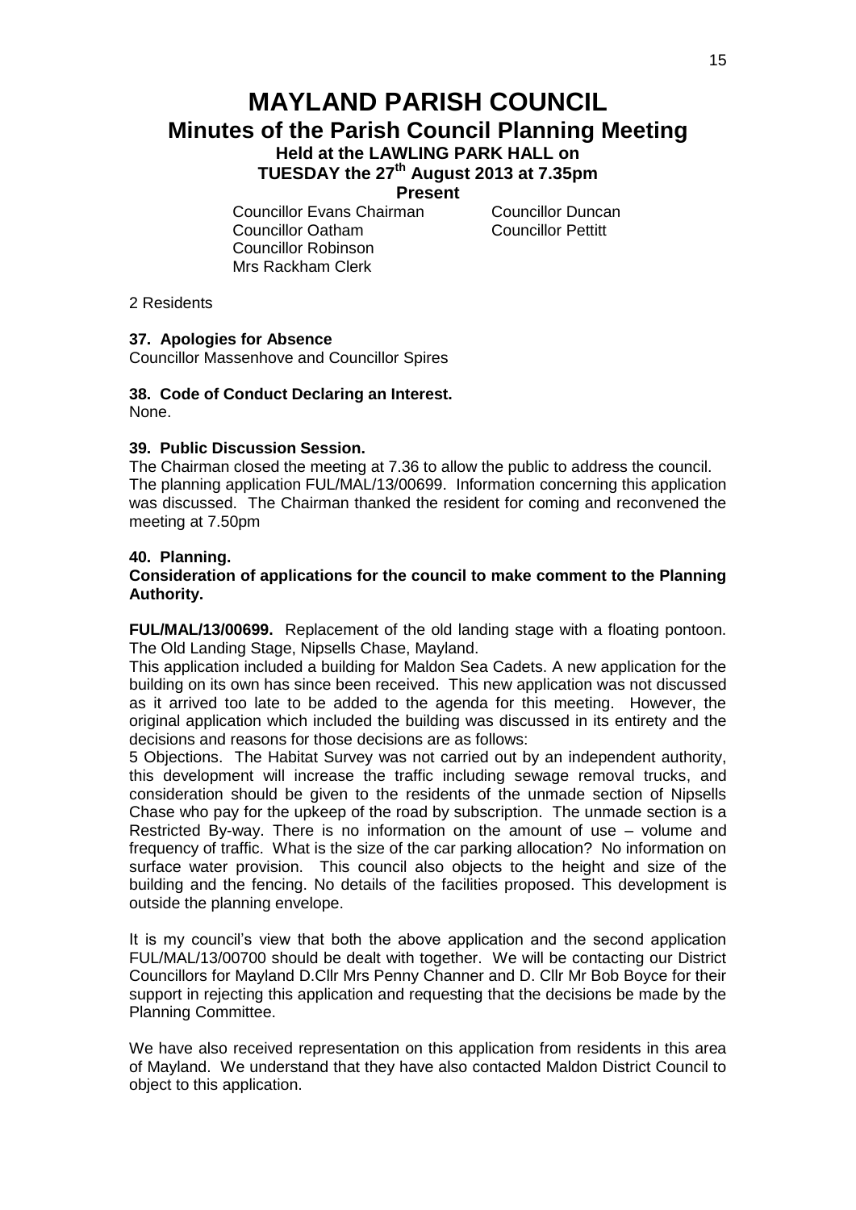# MAYLAND PARISH COUNCIL

## Minutes of the Parish Council Planning Meeting

### Held at the LAWLING PARK HALL on TUESDAY the 27th August 2013 at 7.35pm

**Present**

Councillor Evans Chairman
Councillor Duncan
Councillor Oatham
Councillor Pettitt
Councillor Robinson
Mrs Rackham Clerk

2 Residents

**37. Apologies for Absence**

Councillor Massenhove and Councillor Spires

**38. Code of Conduct Declaring an Interest.**

None.

**39. Public Discussion Session.**

The Chairman closed the meeting at 7.36 to allow the public to address the council. The planning application FUL/MAL/13/00699. Information concerning this application was discussed. The Chairman thanked the resident for coming and reconvened the meeting at 7.50pm

**40. Planning.**

**Consideration of applications for the council to make comment to the Planning Authority.**

**FUL/MAL/13/00699.** Replacement of the old landing stage with a floating pontoon. The Old Landing Stage, Nipsells Chase, Mayland.

This application included a building for Maldon Sea Cadets. A new application for the building on its own has since been received. This new application was not discussed as it arrived too late to be added to the agenda for this meeting. However, the original application which included the building was discussed in its entirety and the decisions and reasons for those decisions are as follows:

5 Objections. The Habitat Survey was not carried out by an independent authority, this development will increase the traffic including sewage removal trucks, and consideration should be given to the residents of the unmade section of Nipsells Chase who pay for the upkeep of the road by subscription. The unmade section is a Restricted By-way. There is no information on the amount of use – volume and frequency of traffic. What is the size of the car parking allocation? No information on surface water provision. This council also objects to the height and size of the building and the fencing. No details of the facilities proposed. This development is outside the planning envelope.

It is my council's view that both the above application and the second application FUL/MAL/13/00700 should be dealt with together. We will be contacting our District Councillors for Mayland D.Cllr Mrs Penny Channer and D. Cllr Mr Bob Boyce for their support in rejecting this application and requesting that the decisions be made by the Planning Committee.

We have also received representation on this application from residents in this area of Mayland. We understand that they have also contacted Maldon District Council to object to this application.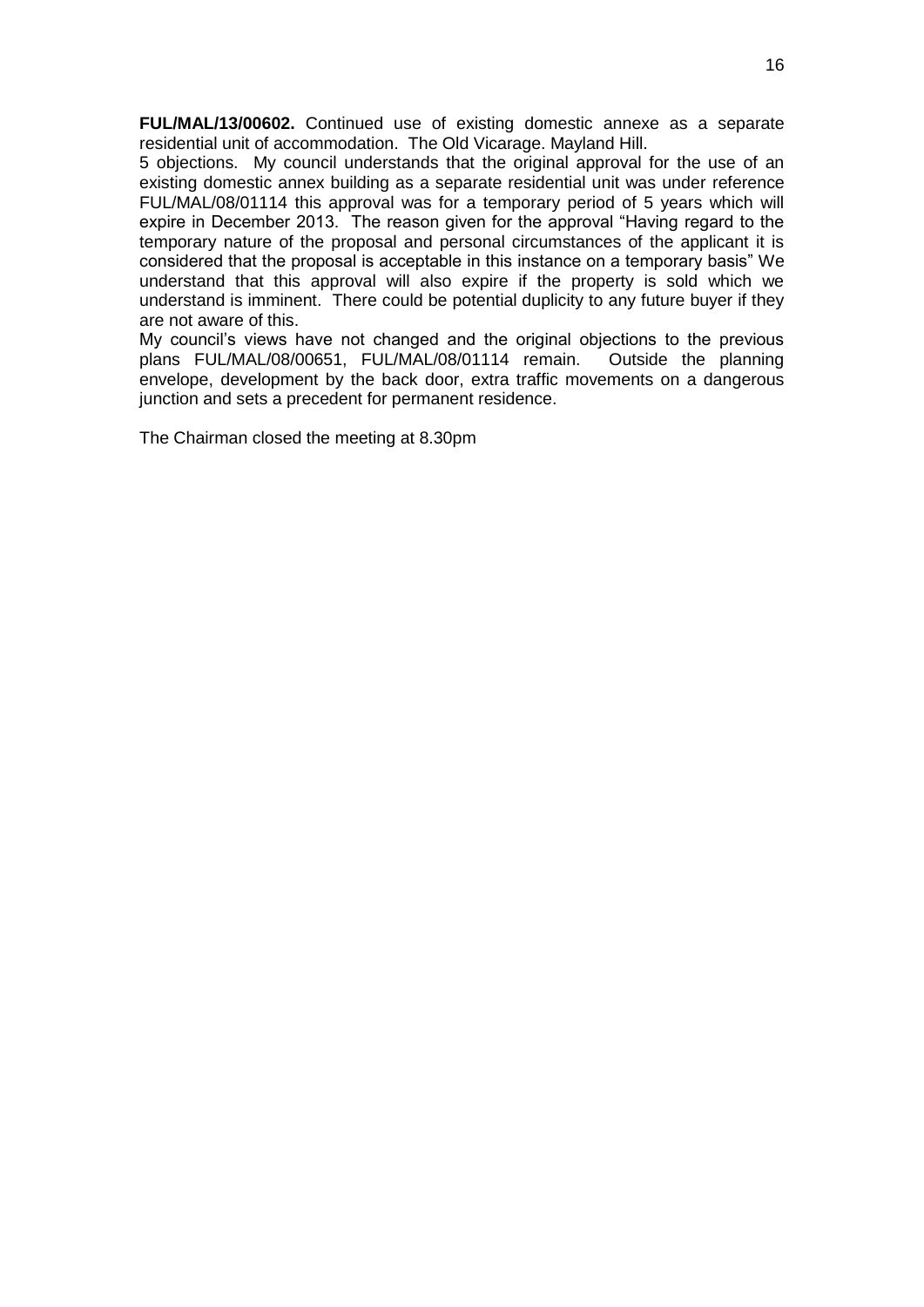**FUL/MAL/13/00602.** Continued use of existing domestic annexe as a separate residential unit of accommodation. The Old Vicarage. Mayland Hill.

5 objections. My council understands that the original approval for the use of an existing domestic annex building as a separate residential unit was under reference FUL/MAL/08/01114 this approval was for a temporary period of 5 years which will expire in December 2013. The reason given for the approval "Having regard to the temporary nature of the proposal and personal circumstances of the applicant it is considered that the proposal is acceptable in this instance on a temporary basis" We understand that this approval will also expire if the property is sold which we understand is imminent. There could be potential duplicity to any future buyer if they are not aware of this.

My council's views have not changed and the original objections to the previous plans FUL/MAL/08/00651, FUL/MAL/08/01114 remain. Outside the planning envelope, development by the back door, extra traffic movements on a dangerous junction and sets a precedent for permanent residence.

The Chairman closed the meeting at 8.30pm